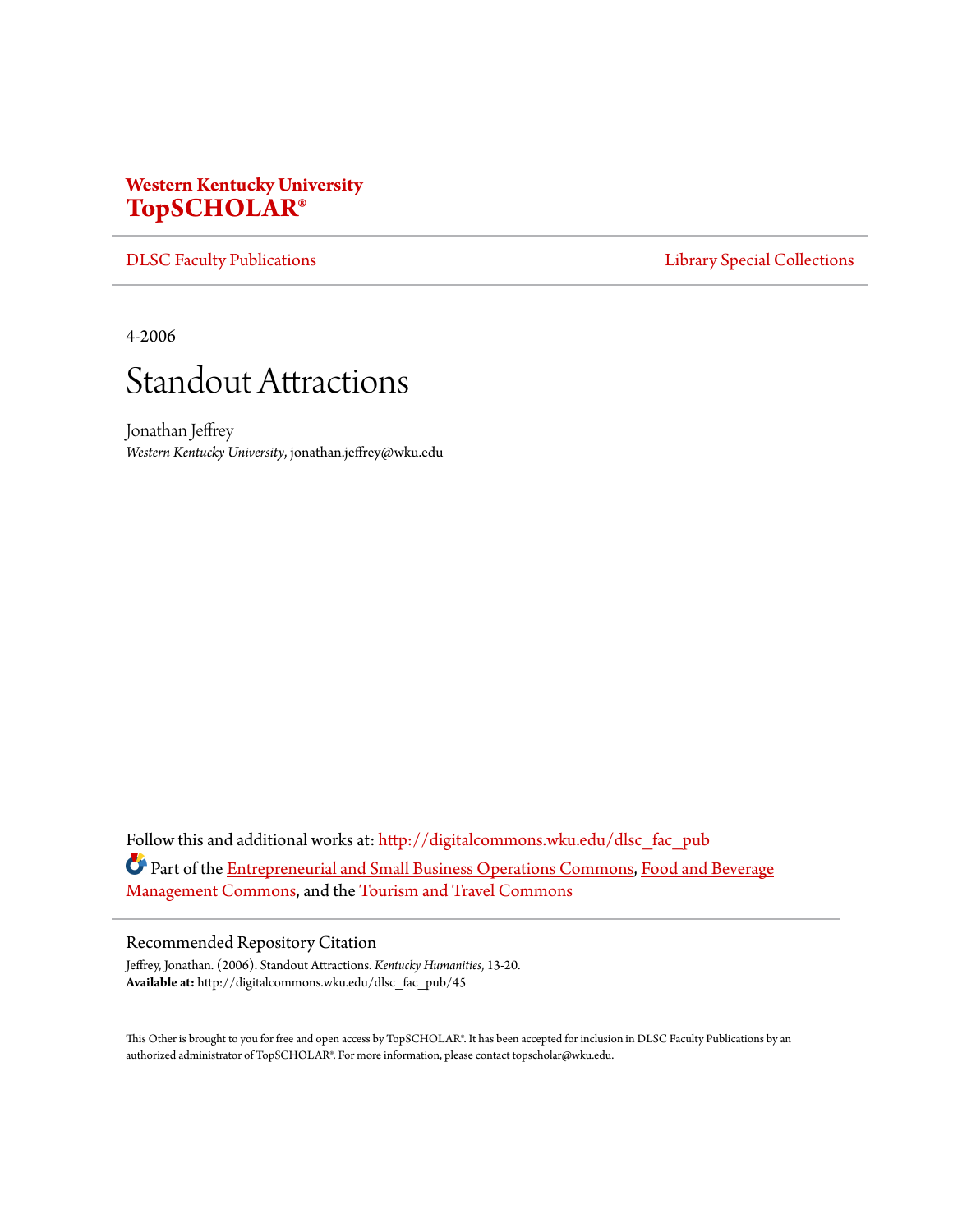**Western Kentucky University**
**TopSCHOLAR®**

DLSC Faculty Publications | Library Special Collections

4-2006

# Standout Attractions

Jonathan Jeffrey
*Western Kentucky University*, jonathan.jeffrey@wku.edu

Follow this and additional works at: http://digitalcommons.wku.edu/dlsc_fac_pub

Part of the Entrepreneurial and Small Business Operations Commons, Food and Beverage Management Commons, and the Tourism and Travel Commons

## Recommended Repository Citation

Jeffrey, Jonathan. (2006). Standout Attractions. *Kentucky Humanities*, 13-20.
**Available at:** http://digitalcommons.wku.edu/dlsc_fac_pub/45

This Other is brought to you for free and open access by TopSCHOLAR®. It has been accepted for inclusion in DLSC Faculty Publications by an authorized administrator of TopSCHOLAR®. For more information, please contact topscholar@wku.edu.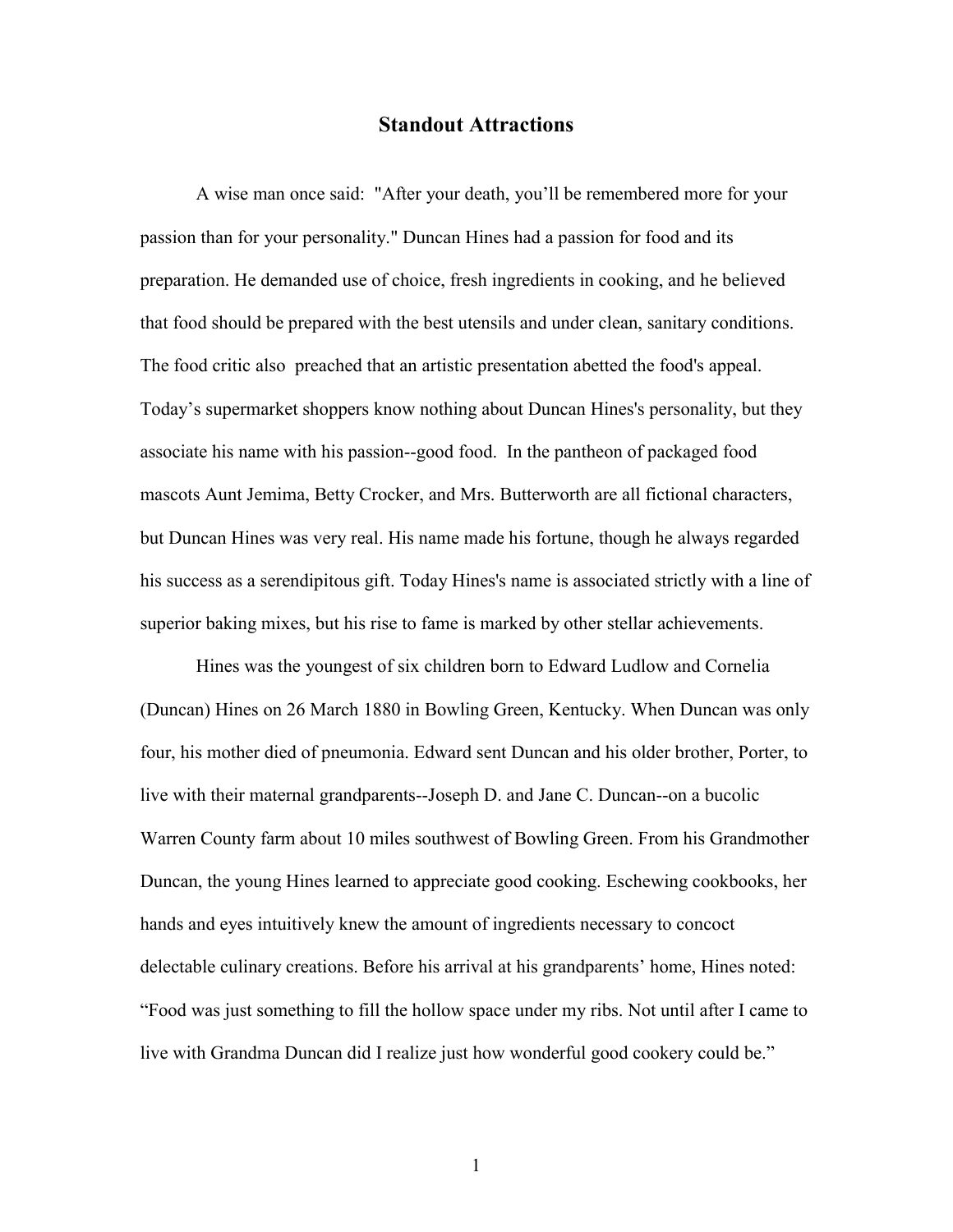# Standout Attractions

A wise man once said: "After your death, you'll be remembered more for your passion than for your personality." Duncan Hines had a passion for food and its preparation. He demanded use of choice, fresh ingredients in cooking, and he believed that food should be prepared with the best utensils and under clean, sanitary conditions. The food critic also preached that an artistic presentation abetted the food's appeal. Today's supermarket shoppers know nothing about Duncan Hines's personality, but they associate his name with his passion--good food. In the pantheon of packaged food mascots Aunt Jemima, Betty Crocker, and Mrs. Butterworth are all fictional characters, but Duncan Hines was very real. His name made his fortune, though he always regarded his success as a serendipitous gift. Today Hines's name is associated strictly with a line of superior baking mixes, but his rise to fame is marked by other stellar achievements.

Hines was the youngest of six children born to Edward Ludlow and Cornelia (Duncan) Hines on 26 March 1880 in Bowling Green, Kentucky. When Duncan was only four, his mother died of pneumonia. Edward sent Duncan and his older brother, Porter, to live with their maternal grandparents--Joseph D. and Jane C. Duncan--on a bucolic Warren County farm about 10 miles southwest of Bowling Green. From his Grandmother Duncan, the young Hines learned to appreciate good cooking. Eschewing cookbooks, her hands and eyes intuitively knew the amount of ingredients necessary to concoct delectable culinary creations. Before his arrival at his grandparents' home, Hines noted: "Food was just something to fill the hollow space under my ribs. Not until after I came to live with Grandma Duncan did I realize just how wonderful good cookery could be."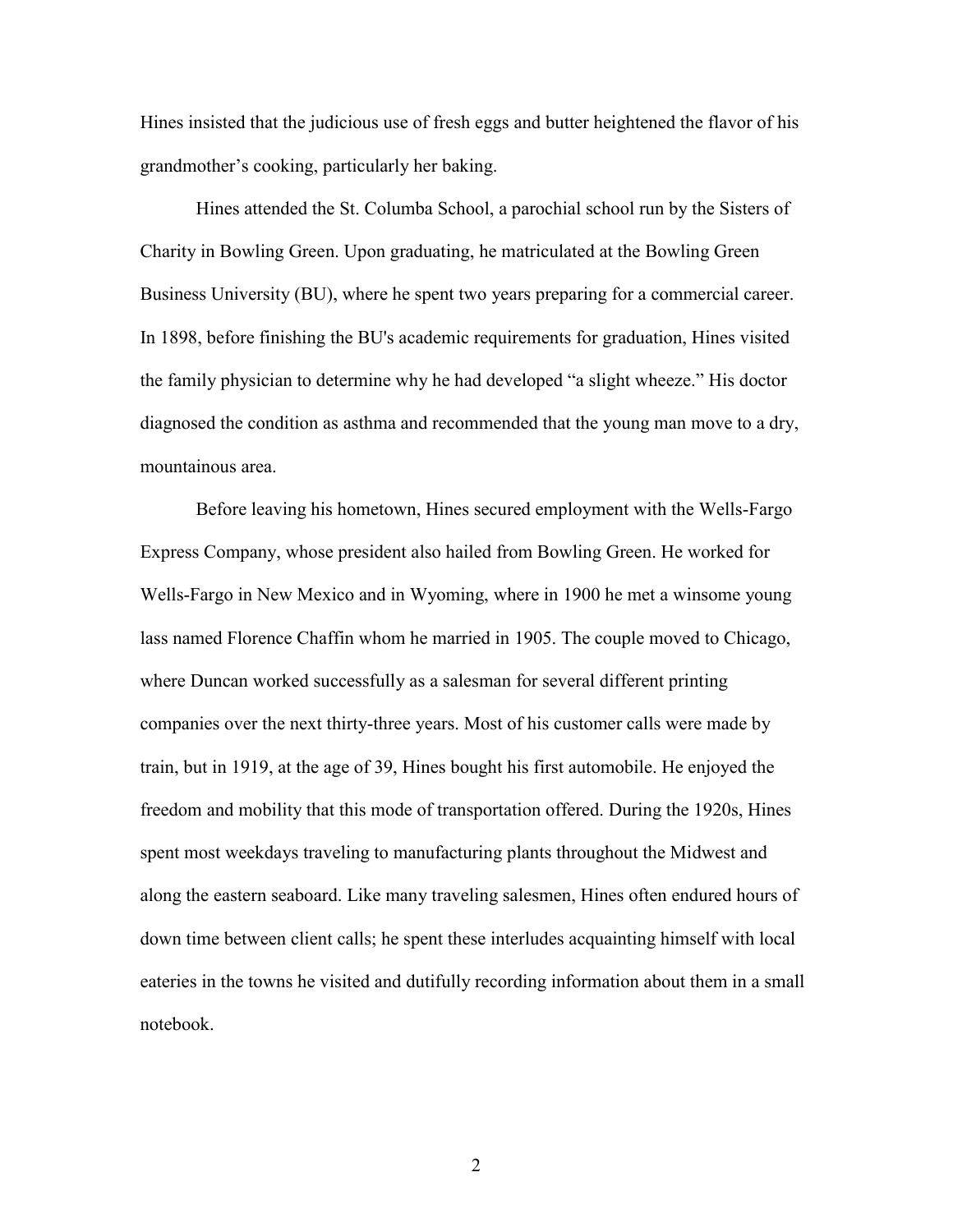Hines insisted that the judicious use of fresh eggs and butter heightened the flavor of his grandmother's cooking, particularly her baking.

Hines attended the St. Columba School, a parochial school run by the Sisters of Charity in Bowling Green. Upon graduating, he matriculated at the Bowling Green Business University (BU), where he spent two years preparing for a commercial career. In 1898, before finishing the BU's academic requirements for graduation, Hines visited the family physician to determine why he had developed "a slight wheeze." His doctor diagnosed the condition as asthma and recommended that the young man move to a dry, mountainous area.

Before leaving his hometown, Hines secured employment with the Wells-Fargo Express Company, whose president also hailed from Bowling Green. He worked for Wells-Fargo in New Mexico and in Wyoming, where in 1900 he met a winsome young lass named Florence Chaffin whom he married in 1905. The couple moved to Chicago, where Duncan worked successfully as a salesman for several different printing companies over the next thirty-three years. Most of his customer calls were made by train, but in 1919, at the age of 39, Hines bought his first automobile. He enjoyed the freedom and mobility that this mode of transportation offered. During the 1920s, Hines spent most weekdays traveling to manufacturing plants throughout the Midwest and along the eastern seaboard. Like many traveling salesmen, Hines often endured hours of down time between client calls; he spent these interludes acquainting himself with local eateries in the towns he visited and dutifully recording information about them in a small notebook.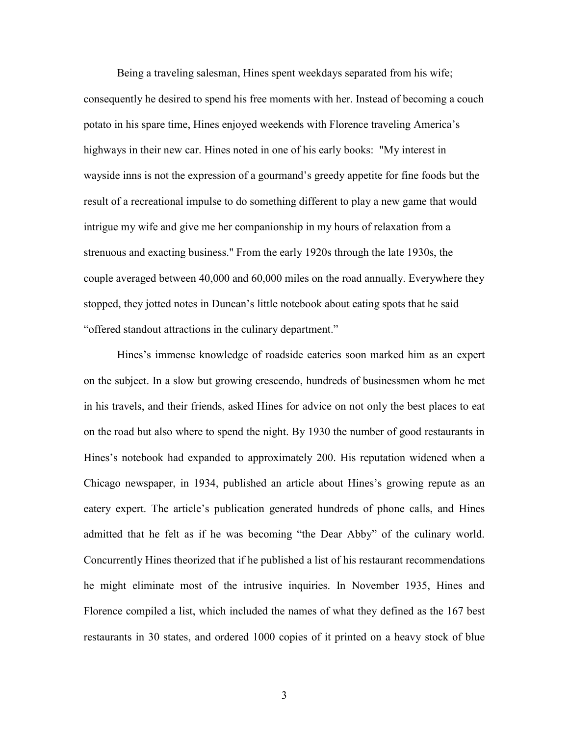Being a traveling salesman, Hines spent weekdays separated from his wife; consequently he desired to spend his free moments with her. Instead of becoming a couch potato in his spare time, Hines enjoyed weekends with Florence traveling America's highways in their new car. Hines noted in one of his early books: "My interest in wayside inns is not the expression of a gourmand's greedy appetite for fine foods but the result of a recreational impulse to do something different to play a new game that would intrigue my wife and give me her companionship in my hours of relaxation from a strenuous and exacting business." From the early 1920s through the late 1930s, the couple averaged between 40,000 and 60,000 miles on the road annually. Everywhere they stopped, they jotted notes in Duncan's little notebook about eating spots that he said "offered standout attractions in the culinary department."

Hines's immense knowledge of roadside eateries soon marked him as an expert on the subject. In a slow but growing crescendo, hundreds of businessmen whom he met in his travels, and their friends, asked Hines for advice on not only the best places to eat on the road but also where to spend the night. By 1930 the number of good restaurants in Hines's notebook had expanded to approximately 200. His reputation widened when a Chicago newspaper, in 1934, published an article about Hines's growing repute as an eatery expert. The article's publication generated hundreds of phone calls, and Hines admitted that he felt as if he was becoming "the Dear Abby" of the culinary world. Concurrently Hines theorized that if he published a list of his restaurant recommendations he might eliminate most of the intrusive inquiries. In November 1935, Hines and Florence compiled a list, which included the names of what they defined as the 167 best restaurants in 30 states, and ordered 1000 copies of it printed on a heavy stock of blue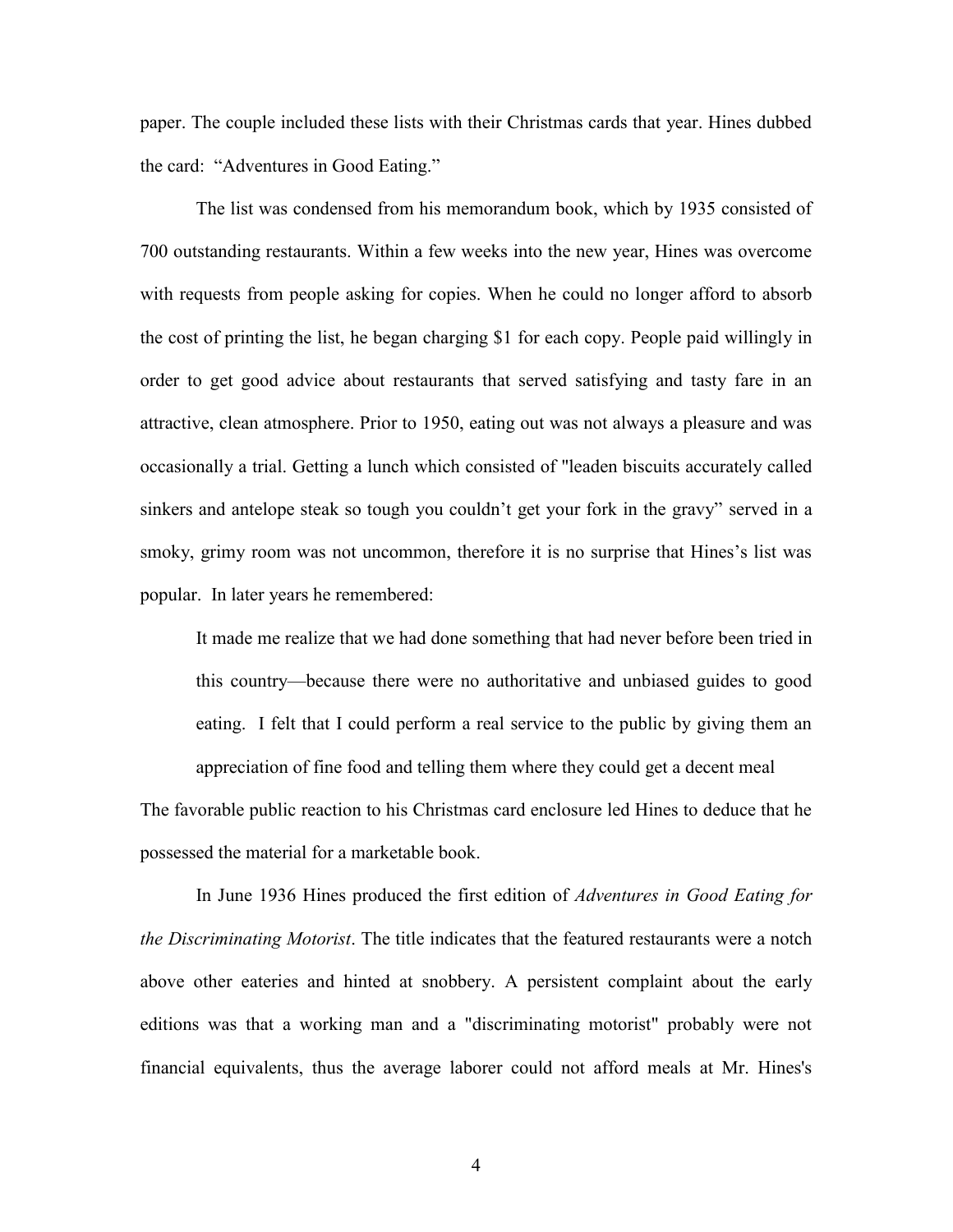paper. The couple included these lists with their Christmas cards that year. Hines dubbed the card: "Adventures in Good Eating."

The list was condensed from his memorandum book, which by 1935 consisted of 700 outstanding restaurants. Within a few weeks into the new year, Hines was overcome with requests from people asking for copies. When he could no longer afford to absorb the cost of printing the list, he began charging $1 for each copy. People paid willingly in order to get good advice about restaurants that served satisfying and tasty fare in an attractive, clean atmosphere. Prior to 1950, eating out was not always a pleasure and was occasionally a trial. Getting a lunch which consisted of "leaden biscuits accurately called sinkers and antelope steak so tough you couldn't get your fork in the gravy" served in a smoky, grimy room was not uncommon, therefore it is no surprise that Hines's list was popular. In later years he remembered:

> It made me realize that we had done something that had never before been tried in this country—because there were no authoritative and unbiased guides to good eating. I felt that I could perform a real service to the public by giving them an appreciation of fine food and telling them where they could get a decent meal

The favorable public reaction to his Christmas card enclosure led Hines to deduce that he possessed the material for a marketable book.

In June 1936 Hines produced the first edition of *Adventures in Good Eating for the Discriminating Motorist*. The title indicates that the featured restaurants were a notch above other eateries and hinted at snobbery. A persistent complaint about the early editions was that a working man and a "discriminating motorist" probably were not financial equivalents, thus the average laborer could not afford meals at Mr. Hines's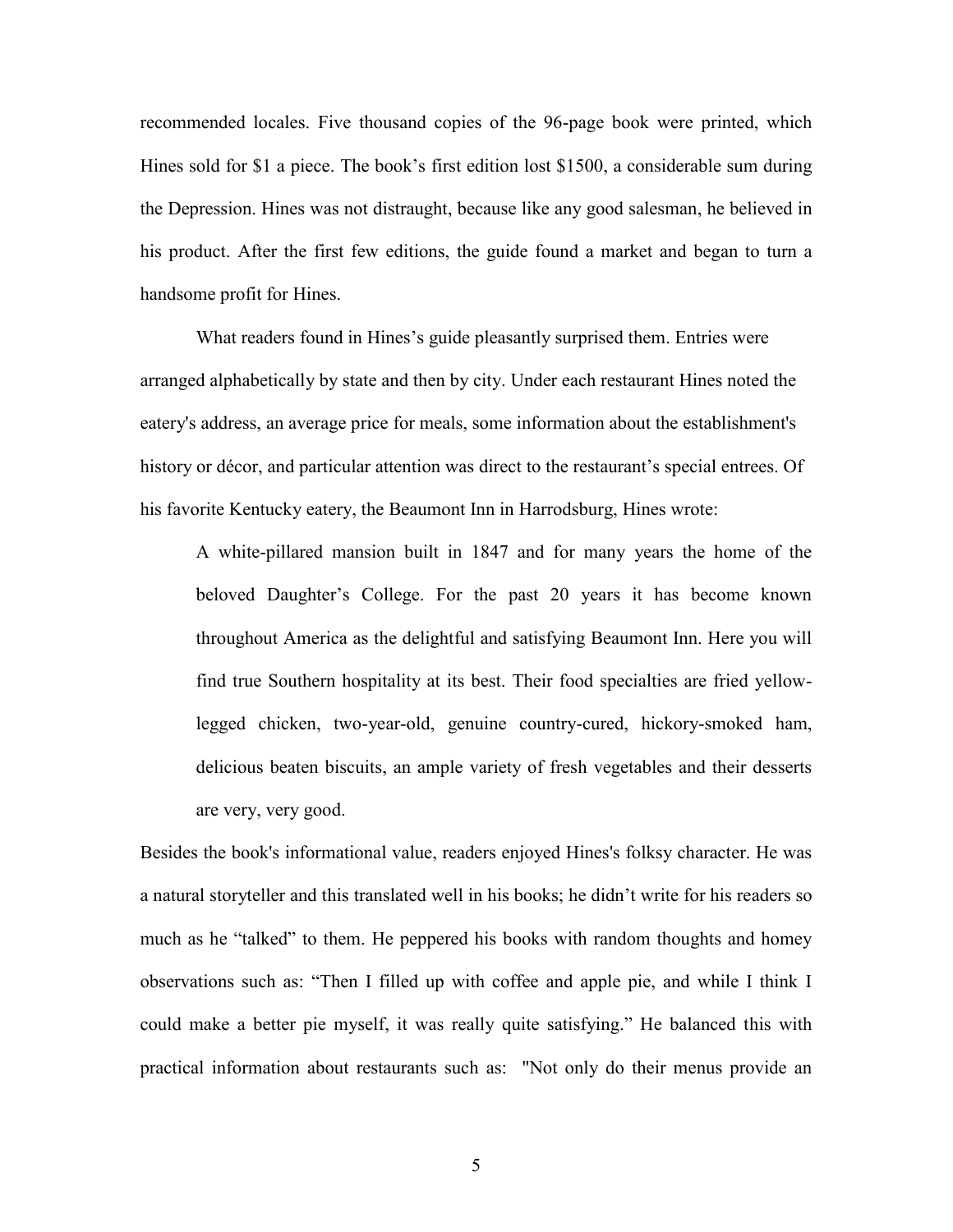recommended locales. Five thousand copies of the 96-page book were printed, which Hines sold for $1 a piece. The book's first edition lost $1500, a considerable sum during the Depression. Hines was not distraught, because like any good salesman, he believed in his product. After the first few editions, the guide found a market and began to turn a handsome profit for Hines.

What readers found in Hines's guide pleasantly surprised them. Entries were arranged alphabetically by state and then by city. Under each restaurant Hines noted the eatery's address, an average price for meals, some information about the establishment's history or décor, and particular attention was direct to the restaurant's special entrees. Of his favorite Kentucky eatery, the Beaumont Inn in Harrodsburg, Hines wrote:

> A white-pillared mansion built in 1847 and for many years the home of the beloved Daughter's College. For the past 20 years it has become known throughout America as the delightful and satisfying Beaumont Inn. Here you will find true Southern hospitality at its best. Their food specialties are fried yellow-legged chicken, two-year-old, genuine country-cured, hickory-smoked ham, delicious beaten biscuits, an ample variety of fresh vegetables and their desserts are very, very good.

Besides the book's informational value, readers enjoyed Hines's folksy character. He was a natural storyteller and this translated well in his books; he didn't write for his readers so much as he "talked" to them. He peppered his books with random thoughts and homey observations such as: "Then I filled up with coffee and apple pie, and while I think I could make a better pie myself, it was really quite satisfying." He balanced this with practical information about restaurants such as: "Not only do their menus provide an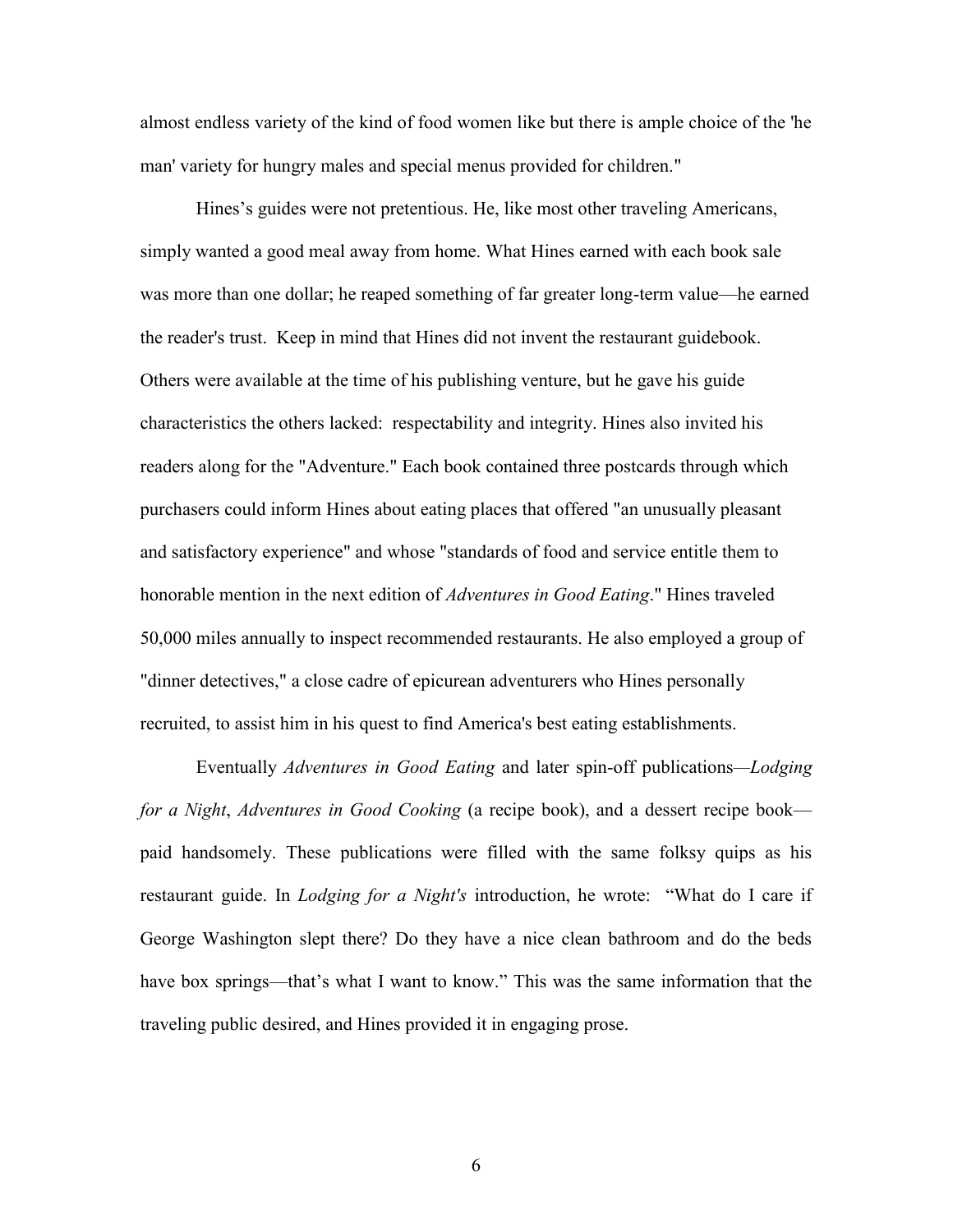almost endless variety of the kind of food women like but there is ample choice of the 'he man' variety for hungry males and special menus provided for children."

Hines's guides were not pretentious. He, like most other traveling Americans, simply wanted a good meal away from home. What Hines earned with each book sale was more than one dollar; he reaped something of far greater long-term value—he earned the reader's trust. Keep in mind that Hines did not invent the restaurant guidebook. Others were available at the time of his publishing venture, but he gave his guide characteristics the others lacked: respectability and integrity. Hines also invited his readers along for the "Adventure." Each book contained three postcards through which purchasers could inform Hines about eating places that offered "an unusually pleasant and satisfactory experience" and whose "standards of food and service entitle them to honorable mention in the next edition of *Adventures in Good Eating*." Hines traveled 50,000 miles annually to inspect recommended restaurants. He also employed a group of "dinner detectives," a close cadre of epicurean adventurers who Hines personally recruited, to assist him in his quest to find America's best eating establishments.

Eventually *Adventures in Good Eating* and later spin-off publications—*Lodging for a Night*, *Adventures in Good Cooking* (a recipe book), and a dessert recipe book—paid handsomely. These publications were filled with the same folksy quips as his restaurant guide. In *Lodging for a Night's* introduction, he wrote: "What do I care if George Washington slept there? Do they have a nice clean bathroom and do the beds have box springs—that's what I want to know." This was the same information that the traveling public desired, and Hines provided it in engaging prose.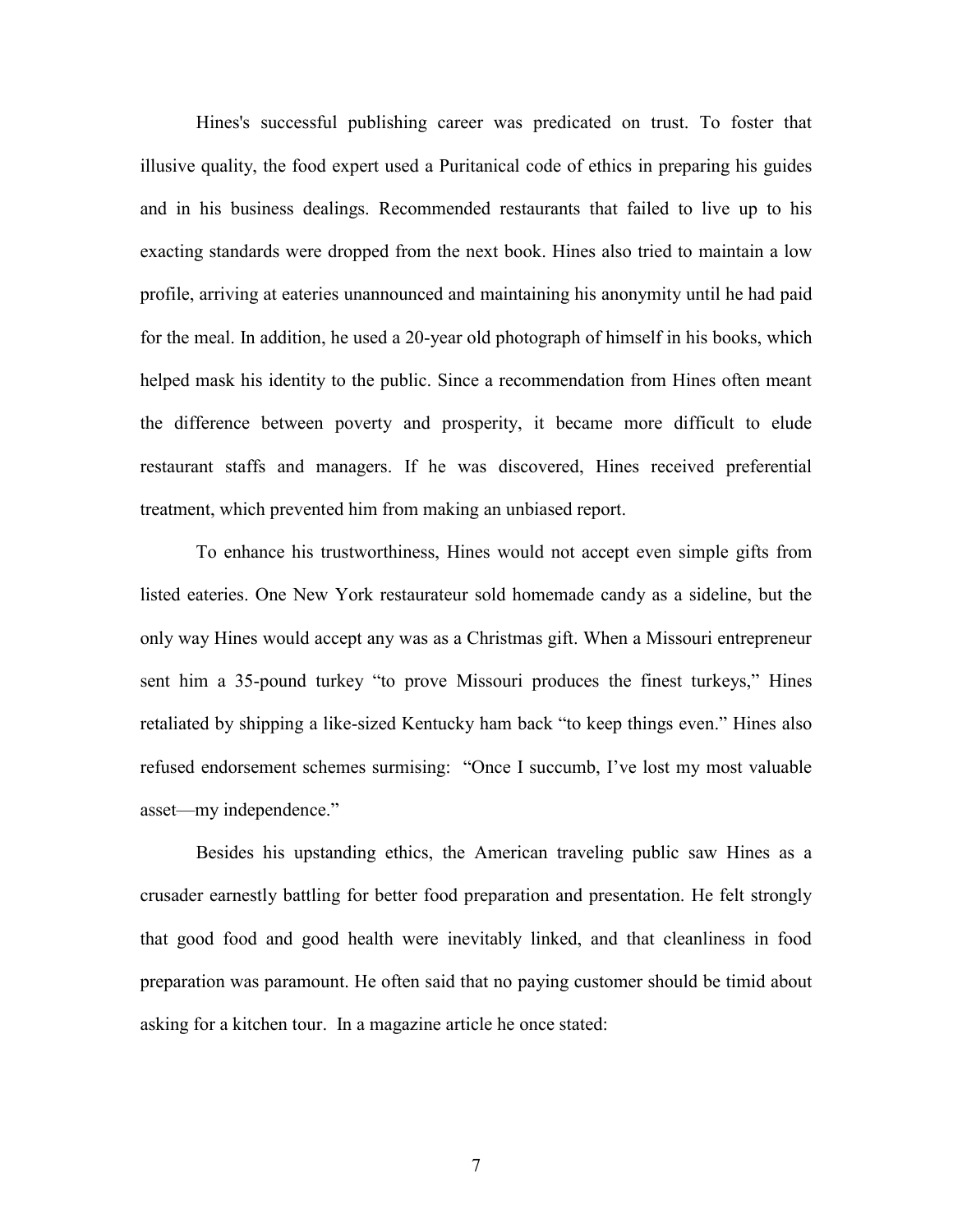Hines's successful publishing career was predicated on trust. To foster that illusive quality, the food expert used a Puritanical code of ethics in preparing his guides and in his business dealings. Recommended restaurants that failed to live up to his exacting standards were dropped from the next book. Hines also tried to maintain a low profile, arriving at eateries unannounced and maintaining his anonymity until he had paid for the meal. In addition, he used a 20-year old photograph of himself in his books, which helped mask his identity to the public. Since a recommendation from Hines often meant the difference between poverty and prosperity, it became more difficult to elude restaurant staffs and managers. If he was discovered, Hines received preferential treatment, which prevented him from making an unbiased report.

To enhance his trustworthiness, Hines would not accept even simple gifts from listed eateries. One New York restaurateur sold homemade candy as a sideline, but the only way Hines would accept any was as a Christmas gift. When a Missouri entrepreneur sent him a 35-pound turkey "to prove Missouri produces the finest turkeys," Hines retaliated by shipping a like-sized Kentucky ham back "to keep things even." Hines also refused endorsement schemes surmising: "Once I succumb, I've lost my most valuable asset—my independence."

Besides his upstanding ethics, the American traveling public saw Hines as a crusader earnestly battling for better food preparation and presentation. He felt strongly that good food and good health were inevitably linked, and that cleanliness in food preparation was paramount. He often said that no paying customer should be timid about asking for a kitchen tour. In a magazine article he once stated: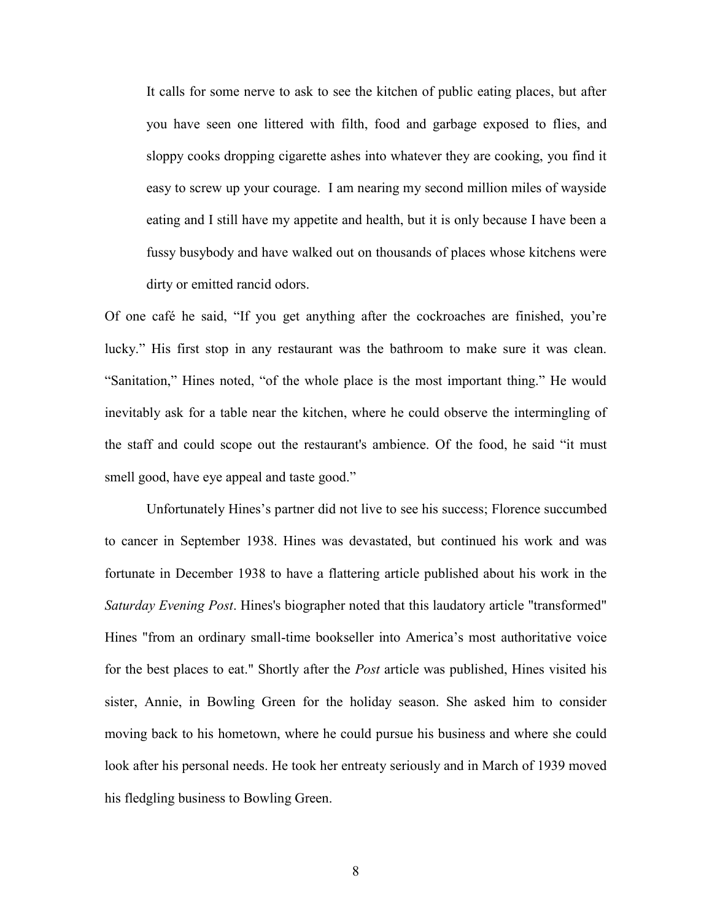> It calls for some nerve to ask to see the kitchen of public eating places, but after you have seen one littered with filth, food and garbage exposed to flies, and sloppy cooks dropping cigarette ashes into whatever they are cooking, you find it easy to screw up your courage. I am nearing my second million miles of wayside eating and I still have my appetite and health, but it is only because I have been a fussy busybody and have walked out on thousands of places whose kitchens were dirty or emitted rancid odors.

Of one café he said, "If you get anything after the cockroaches are finished, you're lucky." His first stop in any restaurant was the bathroom to make sure it was clean. "Sanitation," Hines noted, "of the whole place is the most important thing." He would inevitably ask for a table near the kitchen, where he could observe the intermingling of the staff and could scope out the restaurant's ambience. Of the food, he said "it must smell good, have eye appeal and taste good."

Unfortunately Hines's partner did not live to see his success; Florence succumbed to cancer in September 1938. Hines was devastated, but continued his work and was fortunate in December 1938 to have a flattering article published about his work in the *Saturday Evening Post*. Hines's biographer noted that this laudatory article "transformed" Hines "from an ordinary small-time bookseller into America's most authoritative voice for the best places to eat." Shortly after the *Post* article was published, Hines visited his sister, Annie, in Bowling Green for the holiday season. She asked him to consider moving back to his hometown, where he could pursue his business and where she could look after his personal needs. He took her entreaty seriously and in March of 1939 moved his fledgling business to Bowling Green.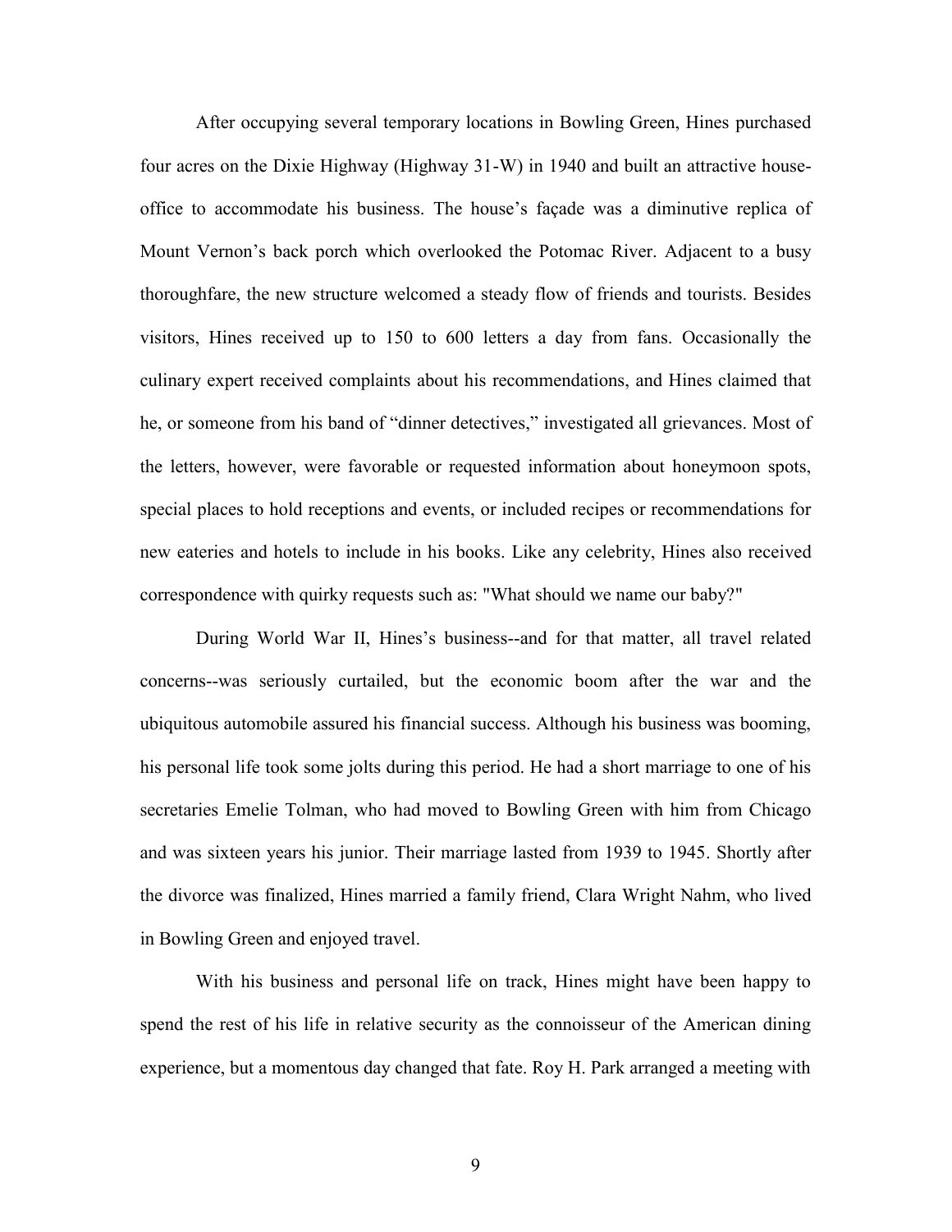After occupying several temporary locations in Bowling Green, Hines purchased four acres on the Dixie Highway (Highway 31-W) in 1940 and built an attractive house-office to accommodate his business. The house's façade was a diminutive replica of Mount Vernon's back porch which overlooked the Potomac River. Adjacent to a busy thoroughfare, the new structure welcomed a steady flow of friends and tourists. Besides visitors, Hines received up to 150 to 600 letters a day from fans. Occasionally the culinary expert received complaints about his recommendations, and Hines claimed that he, or someone from his band of "dinner detectives," investigated all grievances. Most of the letters, however, were favorable or requested information about honeymoon spots, special places to hold receptions and events, or included recipes or recommendations for new eateries and hotels to include in his books. Like any celebrity, Hines also received correspondence with quirky requests such as: "What should we name our baby?"

During World War II, Hines's business--and for that matter, all travel related concerns--was seriously curtailed, but the economic boom after the war and the ubiquitous automobile assured his financial success. Although his business was booming, his personal life took some jolts during this period. He had a short marriage to one of his secretaries Emelie Tolman, who had moved to Bowling Green with him from Chicago and was sixteen years his junior. Their marriage lasted from 1939 to 1945. Shortly after the divorce was finalized, Hines married a family friend, Clara Wright Nahm, who lived in Bowling Green and enjoyed travel.

With his business and personal life on track, Hines might have been happy to spend the rest of his life in relative security as the connoisseur of the American dining experience, but a momentous day changed that fate. Roy H. Park arranged a meeting with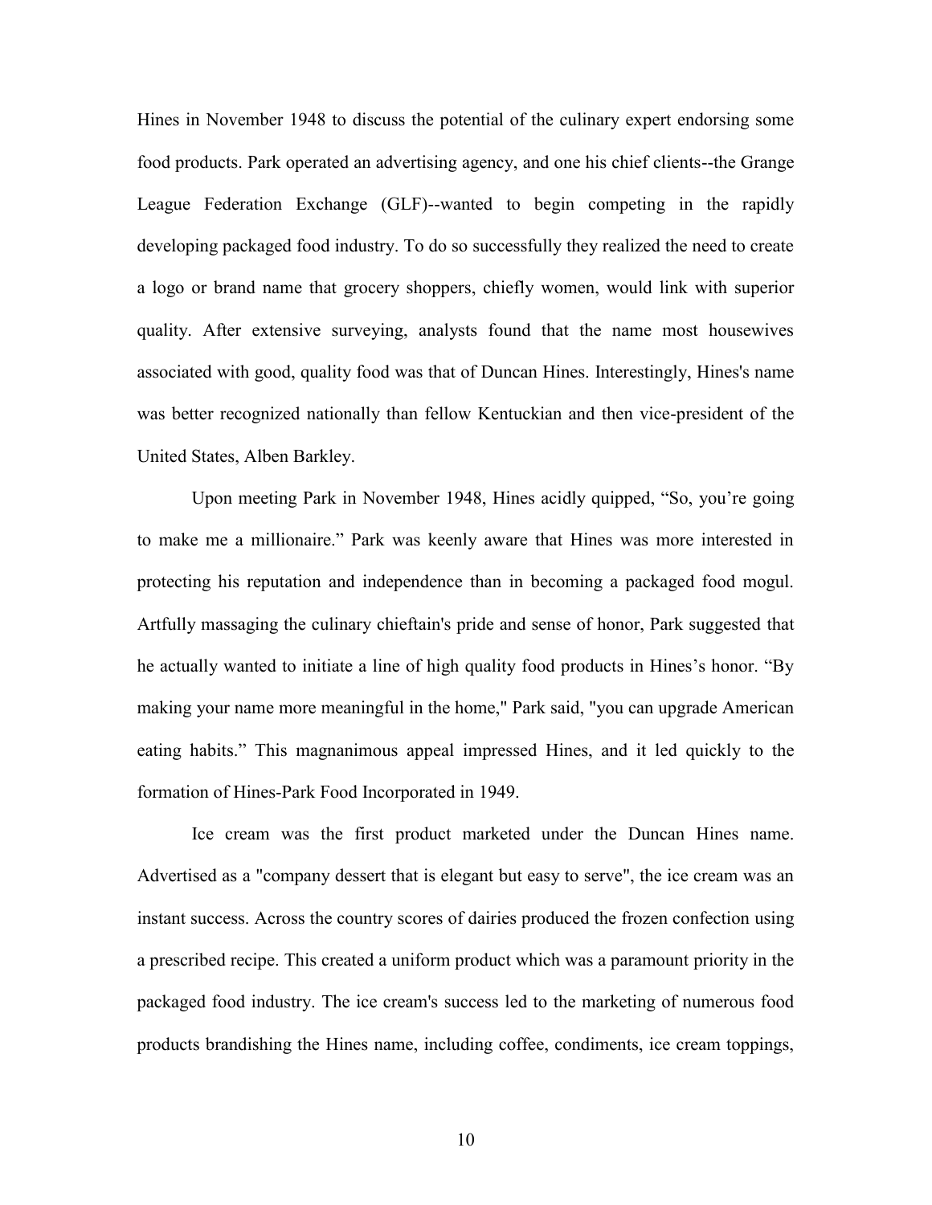Hines in November 1948 to discuss the potential of the culinary expert endorsing some food products. Park operated an advertising agency, and one his chief clients--the Grange League Federation Exchange (GLF)--wanted to begin competing in the rapidly developing packaged food industry. To do so successfully they realized the need to create a logo or brand name that grocery shoppers, chiefly women, would link with superior quality. After extensive surveying, analysts found that the name most housewives associated with good, quality food was that of Duncan Hines. Interestingly, Hines's name was better recognized nationally than fellow Kentuckian and then vice-president of the United States, Alben Barkley.

Upon meeting Park in November 1948, Hines acidly quipped, "So, you're going to make me a millionaire." Park was keenly aware that Hines was more interested in protecting his reputation and independence than in becoming a packaged food mogul. Artfully massaging the culinary chieftain's pride and sense of honor, Park suggested that he actually wanted to initiate a line of high quality food products in Hines's honor. "By making your name more meaningful in the home," Park said, "you can upgrade American eating habits." This magnanimous appeal impressed Hines, and it led quickly to the formation of Hines-Park Food Incorporated in 1949.

Ice cream was the first product marketed under the Duncan Hines name. Advertised as a "company dessert that is elegant but easy to serve", the ice cream was an instant success. Across the country scores of dairies produced the frozen confection using a prescribed recipe. This created a uniform product which was a paramount priority in the packaged food industry. The ice cream's success led to the marketing of numerous food products brandishing the Hines name, including coffee, condiments, ice cream toppings,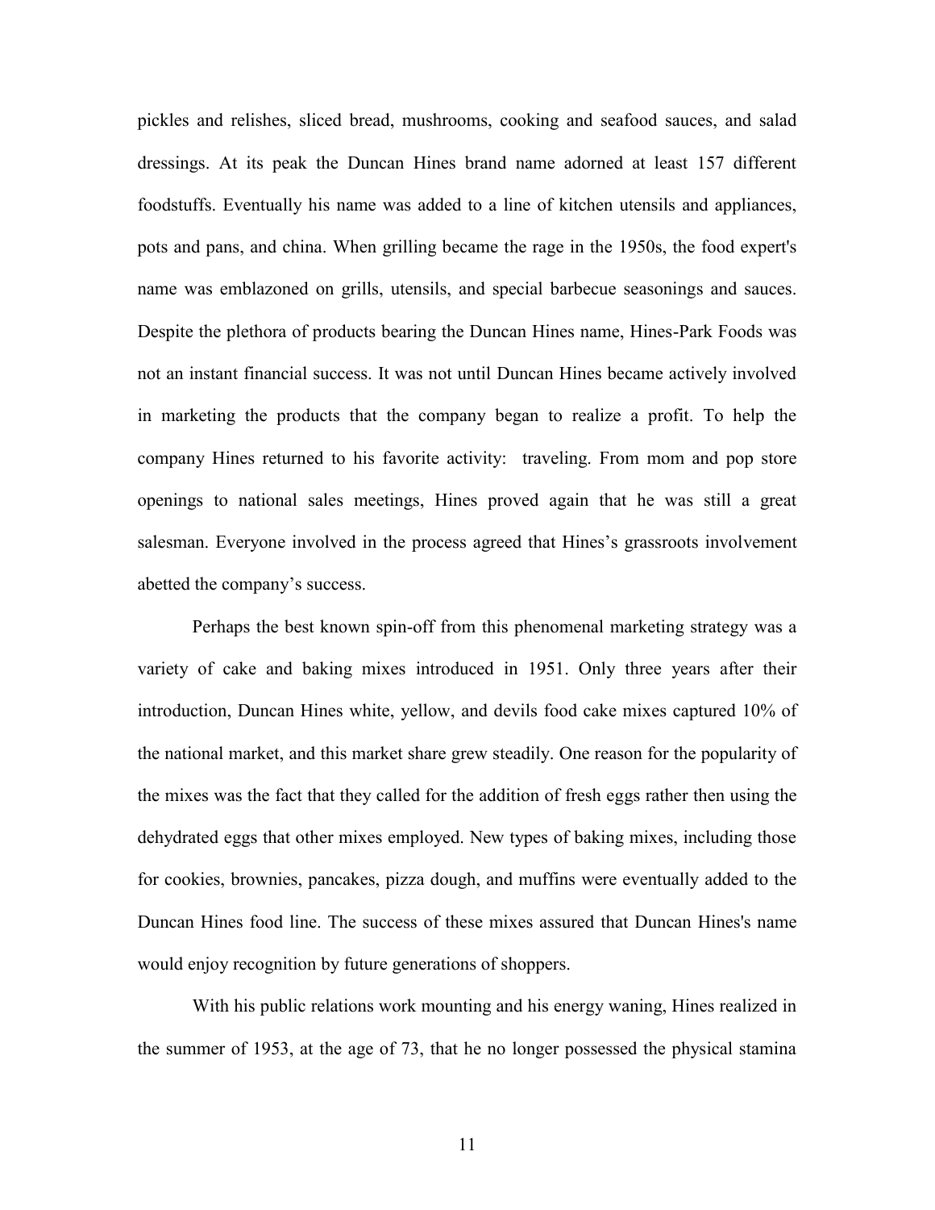pickles and relishes, sliced bread, mushrooms, cooking and seafood sauces, and salad dressings. At its peak the Duncan Hines brand name adorned at least 157 different foodstuffs. Eventually his name was added to a line of kitchen utensils and appliances, pots and pans, and china. When grilling became the rage in the 1950s, the food expert's name was emblazoned on grills, utensils, and special barbecue seasonings and sauces. Despite the plethora of products bearing the Duncan Hines name, Hines-Park Foods was not an instant financial success. It was not until Duncan Hines became actively involved in marketing the products that the company began to realize a profit. To help the company Hines returned to his favorite activity: traveling. From mom and pop store openings to national sales meetings, Hines proved again that he was still a great salesman. Everyone involved in the process agreed that Hines's grassroots involvement abetted the company's success.

Perhaps the best known spin-off from this phenomenal marketing strategy was a variety of cake and baking mixes introduced in 1951. Only three years after their introduction, Duncan Hines white, yellow, and devils food cake mixes captured 10% of the national market, and this market share grew steadily. One reason for the popularity of the mixes was the fact that they called for the addition of fresh eggs rather then using the dehydrated eggs that other mixes employed. New types of baking mixes, including those for cookies, brownies, pancakes, pizza dough, and muffins were eventually added to the Duncan Hines food line. The success of these mixes assured that Duncan Hines's name would enjoy recognition by future generations of shoppers.

With his public relations work mounting and his energy waning, Hines realized in the summer of 1953, at the age of 73, that he no longer possessed the physical stamina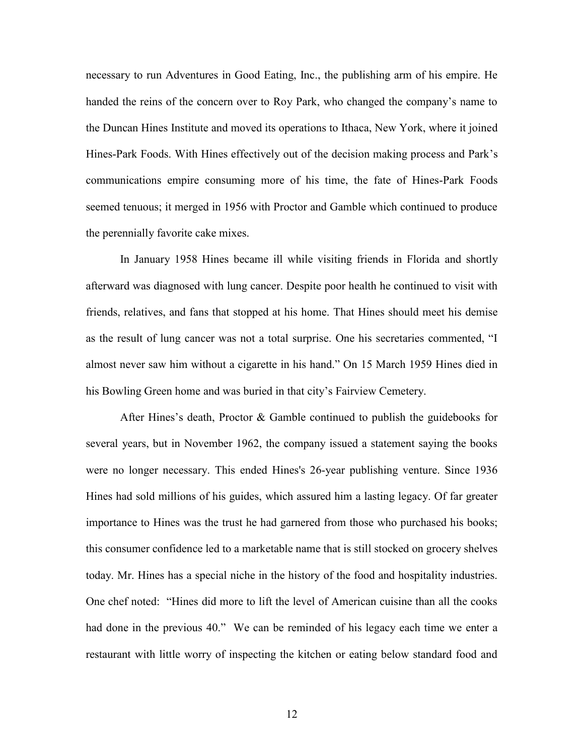necessary to run Adventures in Good Eating, Inc., the publishing arm of his empire. He handed the reins of the concern over to Roy Park, who changed the company's name to the Duncan Hines Institute and moved its operations to Ithaca, New York, where it joined Hines-Park Foods. With Hines effectively out of the decision making process and Park's communications empire consuming more of his time, the fate of Hines-Park Foods seemed tenuous; it merged in 1956 with Proctor and Gamble which continued to produce the perennially favorite cake mixes.

In January 1958 Hines became ill while visiting friends in Florida and shortly afterward was diagnosed with lung cancer. Despite poor health he continued to visit with friends, relatives, and fans that stopped at his home. That Hines should meet his demise as the result of lung cancer was not a total surprise. One his secretaries commented, "I almost never saw him without a cigarette in his hand." On 15 March 1959 Hines died in his Bowling Green home and was buried in that city's Fairview Cemetery.

After Hines's death, Proctor & Gamble continued to publish the guidebooks for several years, but in November 1962, the company issued a statement saying the books were no longer necessary. This ended Hines's 26-year publishing venture. Since 1936 Hines had sold millions of his guides, which assured him a lasting legacy. Of far greater importance to Hines was the trust he had garnered from those who purchased his books; this consumer confidence led to a marketable name that is still stocked on grocery shelves today. Mr. Hines has a special niche in the history of the food and hospitality industries. One chef noted: "Hines did more to lift the level of American cuisine than all the cooks had done in the previous 40." We can be reminded of his legacy each time we enter a restaurant with little worry of inspecting the kitchen or eating below standard food and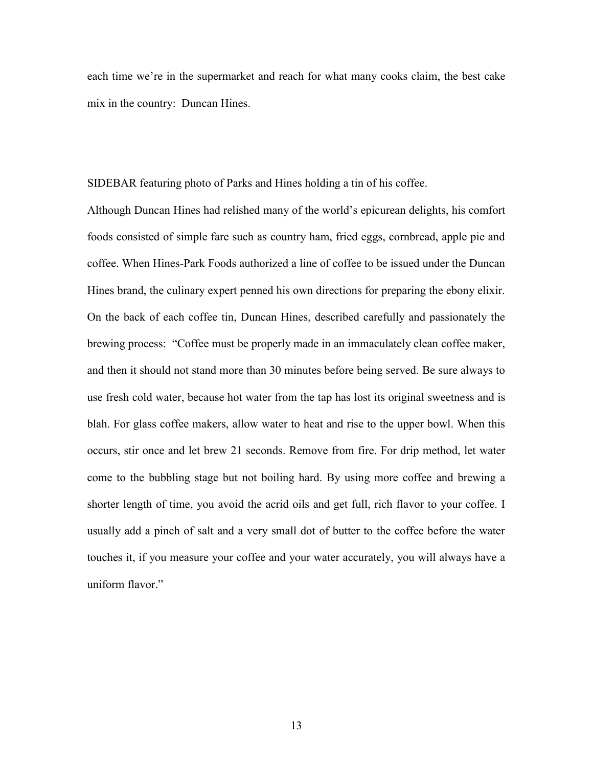each time we're in the supermarket and reach for what many cooks claim, the best cake mix in the country: Duncan Hines.

SIDEBAR featuring photo of Parks and Hines holding a tin of his coffee.

Although Duncan Hines had relished many of the world's epicurean delights, his comfort foods consisted of simple fare such as country ham, fried eggs, cornbread, apple pie and coffee. When Hines-Park Foods authorized a line of coffee to be issued under the Duncan Hines brand, the culinary expert penned his own directions for preparing the ebony elixir. On the back of each coffee tin, Duncan Hines, described carefully and passionately the brewing process: "Coffee must be properly made in an immaculately clean coffee maker, and then it should not stand more than 30 minutes before being served. Be sure always to use fresh cold water, because hot water from the tap has lost its original sweetness and is blah. For glass coffee makers, allow water to heat and rise to the upper bowl. When this occurs, stir once and let brew 21 seconds. Remove from fire. For drip method, let water come to the bubbling stage but not boiling hard. By using more coffee and brewing a shorter length of time, you avoid the acrid oils and get full, rich flavor to your coffee. I usually add a pinch of salt and a very small dot of butter to the coffee before the water touches it, if you measure your coffee and your water accurately, you will always have a uniform flavor."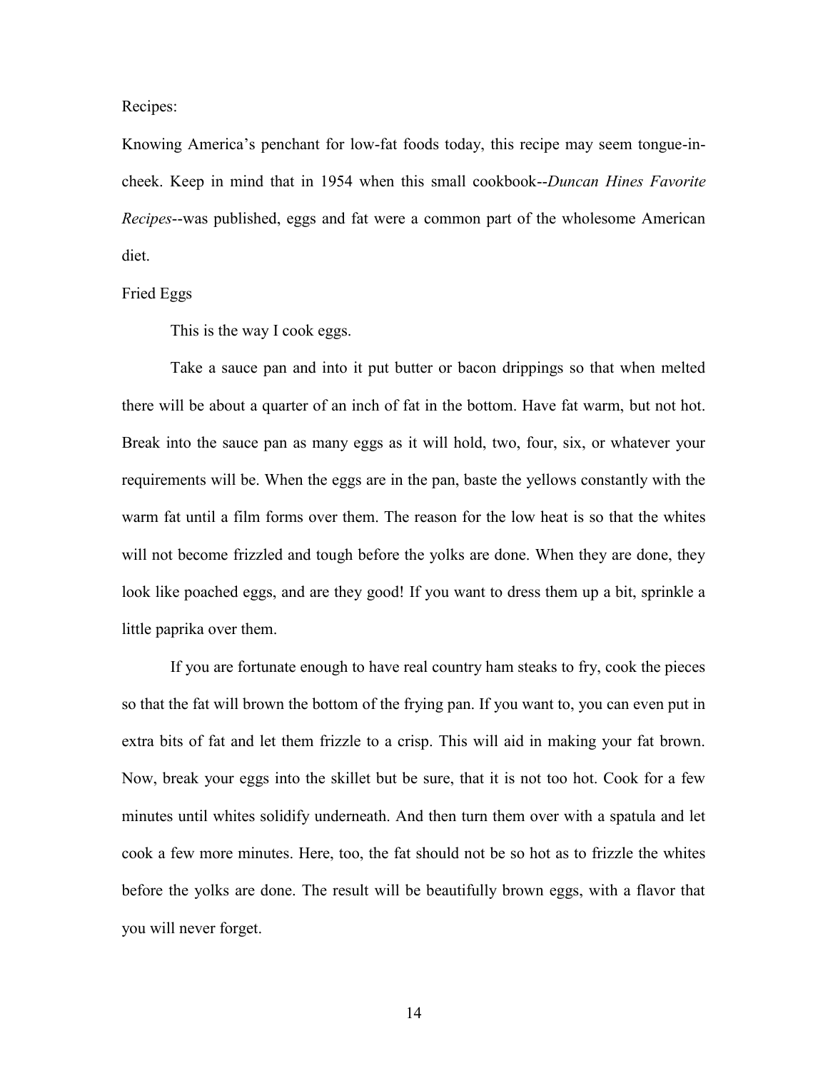Recipes:

Knowing America's penchant for low-fat foods today, this recipe may seem tongue-in-cheek. Keep in mind that in 1954 when this small cookbook--*Duncan Hines Favorite Recipes*--was published, eggs and fat were a common part of the wholesome American diet.

Fried Eggs

This is the way I cook eggs.

Take a sauce pan and into it put butter or bacon drippings so that when melted there will be about a quarter of an inch of fat in the bottom. Have fat warm, but not hot. Break into the sauce pan as many eggs as it will hold, two, four, six, or whatever your requirements will be. When the eggs are in the pan, baste the yellows constantly with the warm fat until a film forms over them. The reason for the low heat is so that the whites will not become frizzled and tough before the yolks are done. When they are done, they look like poached eggs, and are they good! If you want to dress them up a bit, sprinkle a little paprika over them.

If you are fortunate enough to have real country ham steaks to fry, cook the pieces so that the fat will brown the bottom of the frying pan. If you want to, you can even put in extra bits of fat and let them frizzle to a crisp. This will aid in making your fat brown. Now, break your eggs into the skillet but be sure, that it is not too hot. Cook for a few minutes until whites solidify underneath. And then turn them over with a spatula and let cook a few more minutes. Here, too, the fat should not be so hot as to frizzle the whites before the yolks are done. The result will be beautifully brown eggs, with a flavor that you will never forget.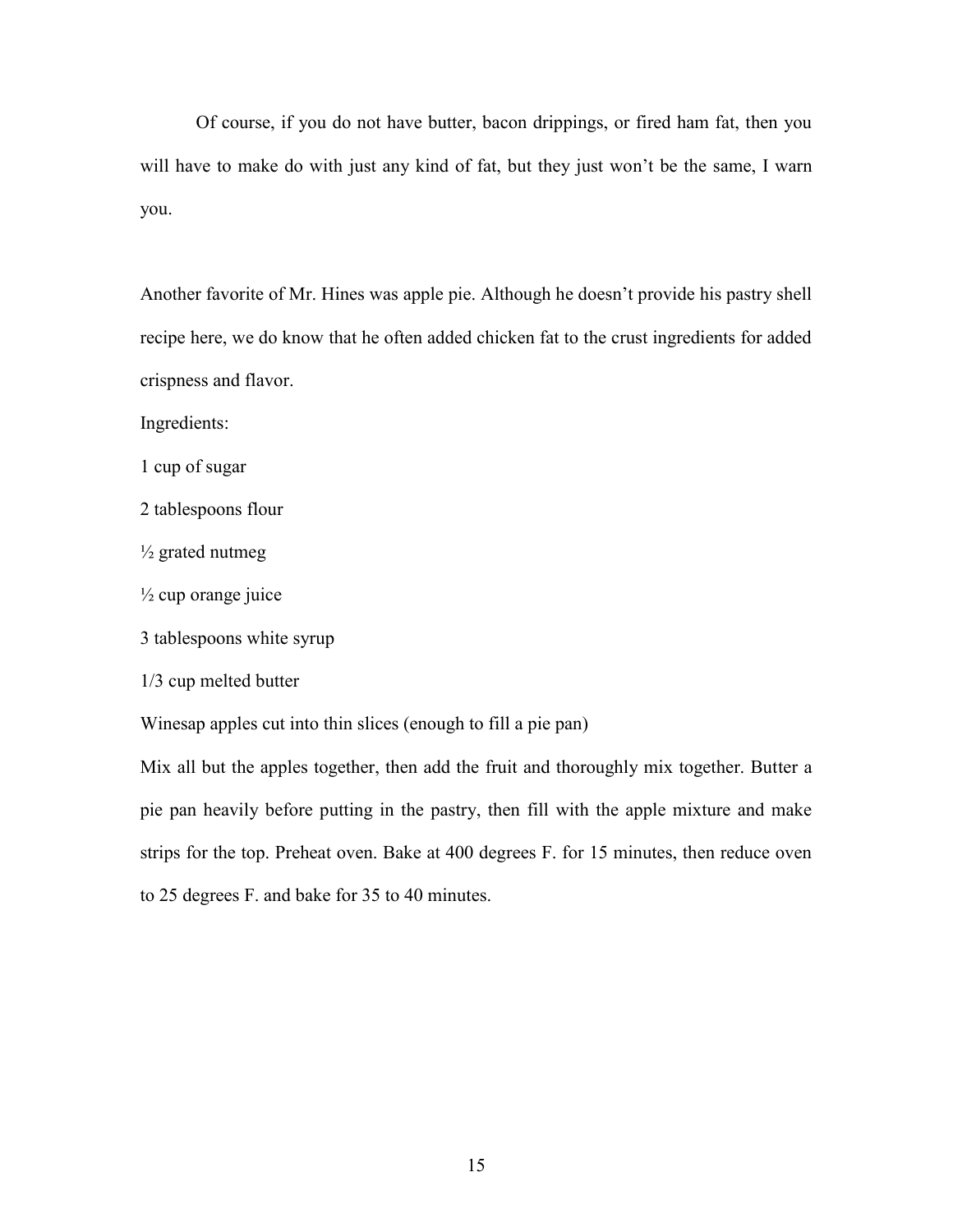Of course, if you do not have butter, bacon drippings, or fired ham fat, then you will have to make do with just any kind of fat, but they just won't be the same, I warn you.

Another favorite of Mr. Hines was apple pie. Although he doesn't provide his pastry shell recipe here, we do know that he often added chicken fat to the crust ingredients for added crispness and flavor.

Ingredients:

1 cup of sugar

2 tablespoons flour

½ grated nutmeg

½ cup orange juice

3 tablespoons white syrup

1/3 cup melted butter

Winesap apples cut into thin slices (enough to fill a pie pan)

Mix all but the apples together, then add the fruit and thoroughly mix together. Butter a pie pan heavily before putting in the pastry, then fill with the apple mixture and make strips for the top. Preheat oven. Bake at 400 degrees F. for 15 minutes, then reduce oven to 25 degrees F. and bake for 35 to 40 minutes.